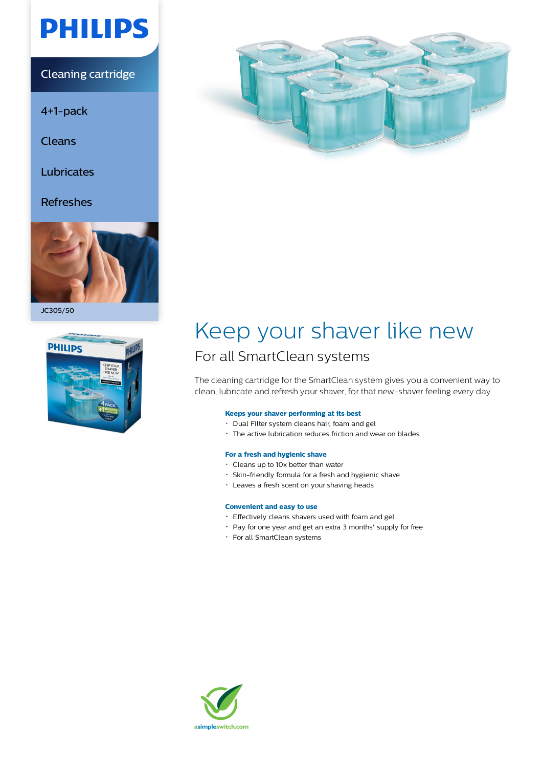PHILIPS

Cleaning cartridge

4+1-pack

Cleans

Lubricates

Refreshes

JC305/50

# Keep your shaver like new

## For all SmartClean systems

The cleaning cartridge for the SmartClean system gives you a convenient way to clean, lubricate and refresh your shaver, for that new-shaver feeling every day

**Keeps your shaver performing at its best**

- Dual Filter system cleans hair, foam and gel
- The active lubrication reduces friction and wear on blades

**For a fresh and hygienic shave**

- Cleans up to 10x better than water
- Skin-friendly formula for a fresh and hygienic shave
- Leaves a fresh scent on your shaving heads

**Convenient and easy to use**

- Effectively cleans shavers used with foam and gel
- Pay for one year and get an extra 3 months' supply for free
- For all SmartClean systems

asimpleswitch.com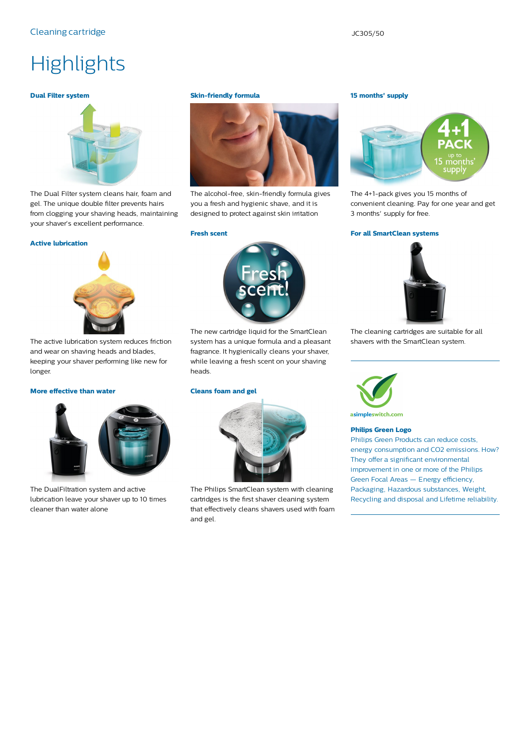# Highlights

### Dual Filter system

The Dual Filter system cleans hair, foam and gel. The unique double filter prevents hairs from clogging your shaving heads, maintaining your shaver's excellent performance.

### Active lubrication

The active lubrication system reduces friction and wear on shaving heads and blades, keeping your shaver performing like new for longer.

### More effective than water

The DualFiltration system and active lubrication leave your shaver up to 10 times cleaner than water alone

### Skin-friendly formula

The alcohol-free, skin-friendly formula gives you a fresh and hygienic shave, and it is designed to protect against skin irritation

### Fresh scent

The new cartridge liquid for the SmartClean system has a unique formula and a pleasant fragrance. It hygienically cleans your shaver, while leaving a fresh scent on your shaving heads.

### Cleans foam and gel

The Philips SmartClean system with cleaning cartridges is the first shaver cleaning system that effectively cleans shavers used with foam and gel.

### 15 months' supply

The 4+1-pack gives you 15 months of convenient cleaning. Pay for one year and get 3 months' supply for free.

### For all SmartClean systems

The cleaning cartridges are suitable for all shavers with the SmartClean system.

---

asimpleswitch.com

### Philips Green Logo

Philips Green Products can reduce costs, energy consumption and CO2 emissions. How? They offer a significant environmental improvement in one or more of the Philips Green Focal Areas — Energy efficiency, Packaging, Hazardous substances, Weight, Recycling and disposal and Lifetime reliability.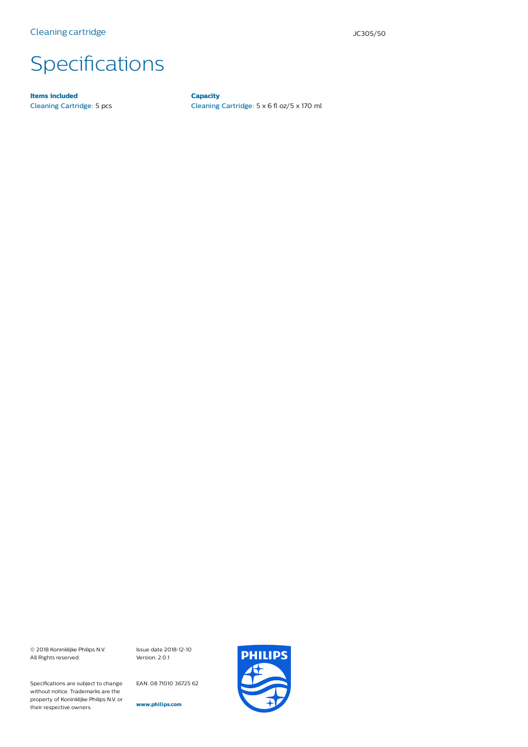# Specifications

**Items included**
Cleaning Cartridge: 5 pcs

**Capacity**
Cleaning Cartridge: 5 x 6 fl oz/5 x 170 ml

© 2018 Koninklijke Philips N.V.
All Rights reserved.

Specifications are subject to change without notice. Trademarks are the property of Koninklijke Philips N.V. or their respective owners.

Issue date 2018-12-10
Version: 2.0.1

EAN: 08 71010 36725 62

**www.philips.com**